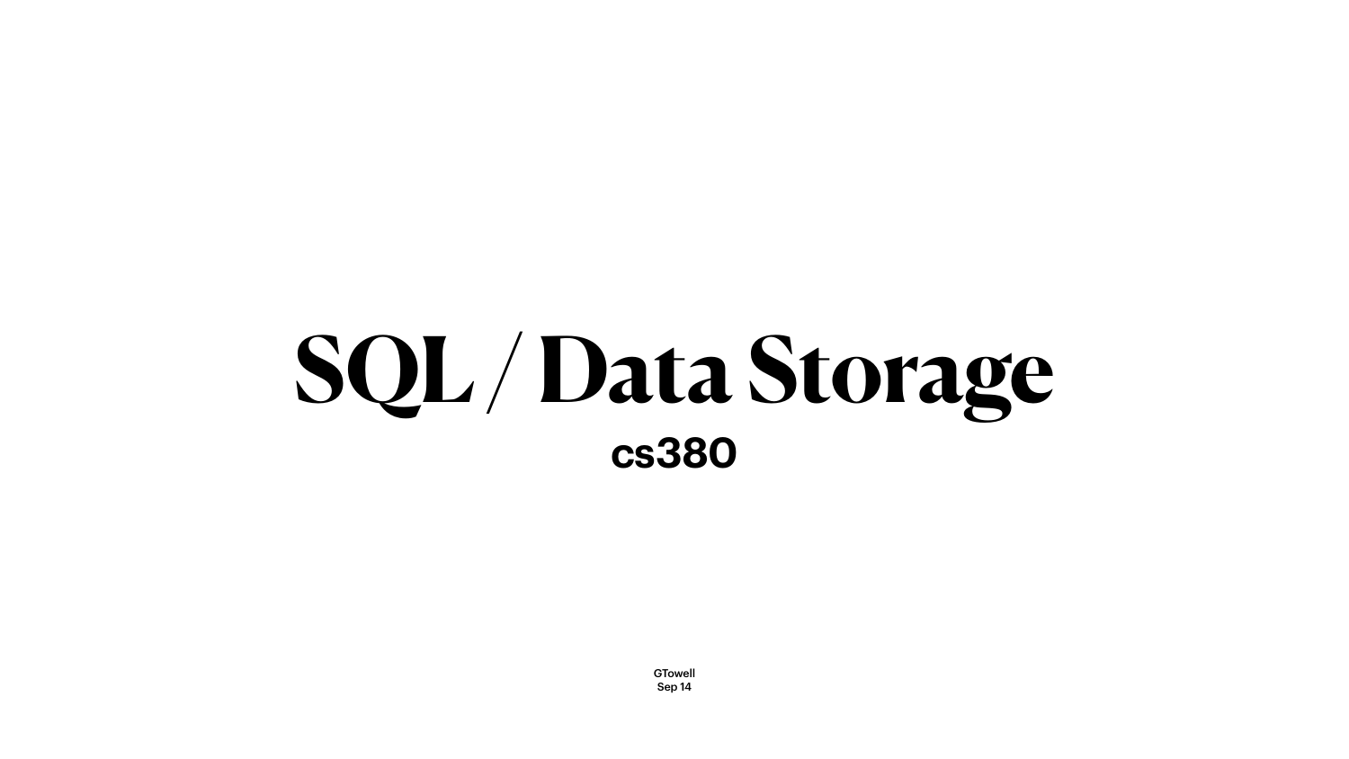# SQL / Data Storage

**cs380**

GTowell
Sep 14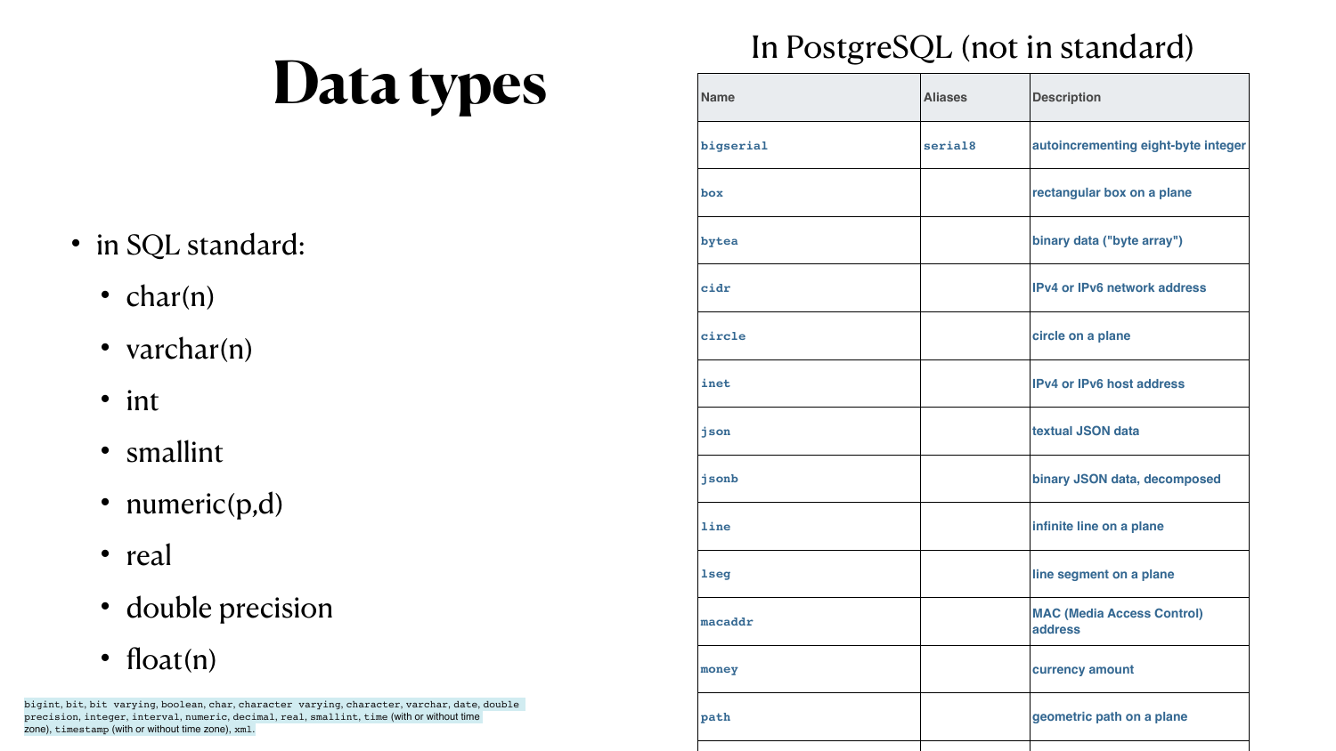# Data types

- in SQL standard:
  - char(n)
  - varchar(n)
  - int
  - smallint
  - numeric(p,d)
  - real
  - double precision
  - float(n)

`bigint`, `bit`, `bit varying`, `boolean`, `char`, `character varying`, `character`, `varchar`, `date`, `double precision`, `integer`, `interval`, `numeric`, `decimal`, `real`, `smallint`, `time` (with or without time zone), `timestamp` (with or without time zone), `xml`.

## In PostgreSQL (not in standard)

| Name | Aliases | Description |
|---|---|---|
| `bigserial` | `serial8` | autoincrementing eight-byte integer |
| `box` | | rectangular box on a plane |
| `bytea` | | binary data ("byte array") |
| `cidr` | | IPv4 or IPv6 network address |
| `circle` | | circle on a plane |
| `inet` | | IPv4 or IPv6 host address |
| `json` | | textual JSON data |
| `jsonb` | | binary JSON data, decomposed |
| `line` | | infinite line on a plane |
| `lseg` | | line segment on a plane |
| `macaddr` | | MAC (Media Access Control) address |
| `money` | | currency amount |
| `path` | | geometric path on a plane |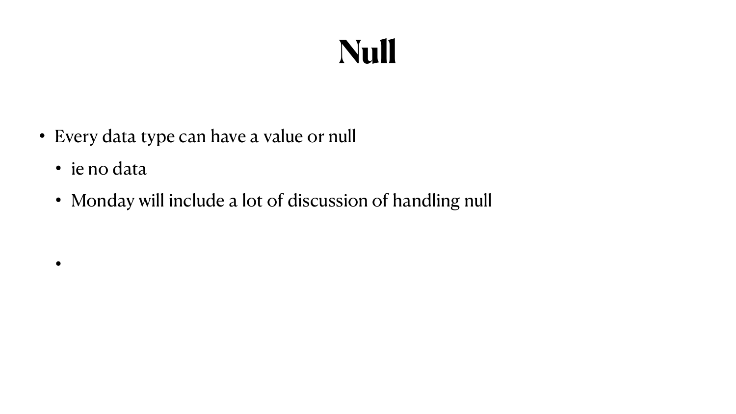# Null

- Every data type can have a value or null
  - ie no data
  - Monday will include a lot of discussion of handling null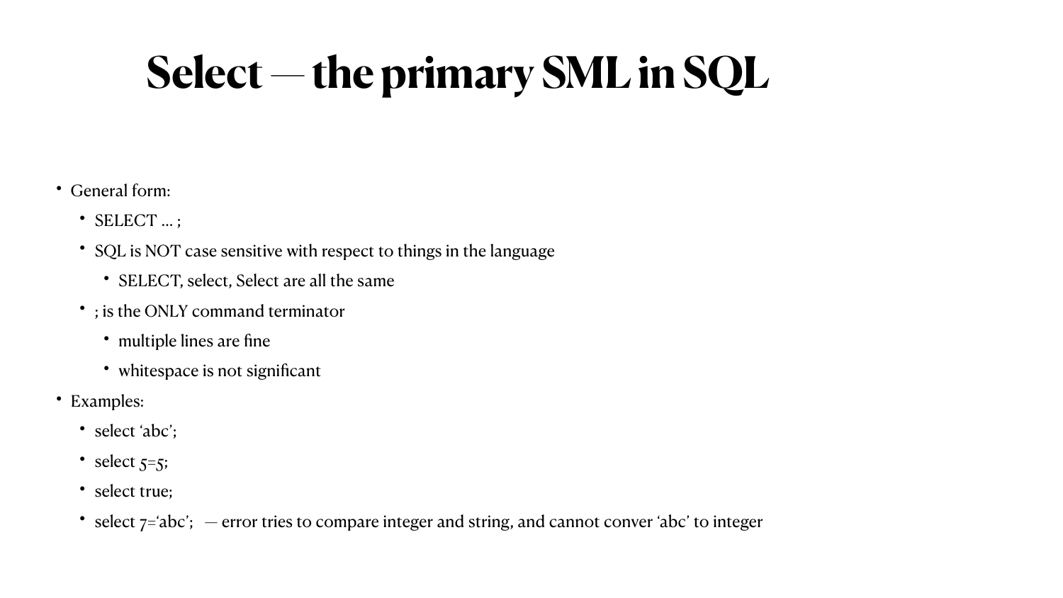# Select — the primary SML in SQL

- General form:
  - SELECT … ;
  - SQL is NOT case sensitive with respect to things in the language
    - SELECT, select, Select are all the same
  - ; is the ONLY command terminator
    - multiple lines are fine
    - whitespace is not significant
- Examples:
  - select 'abc';
  - select 5=5;
  - select true;
  - select 7='abc'; — error tries to compare integer and string, and cannot conver 'abc' to integer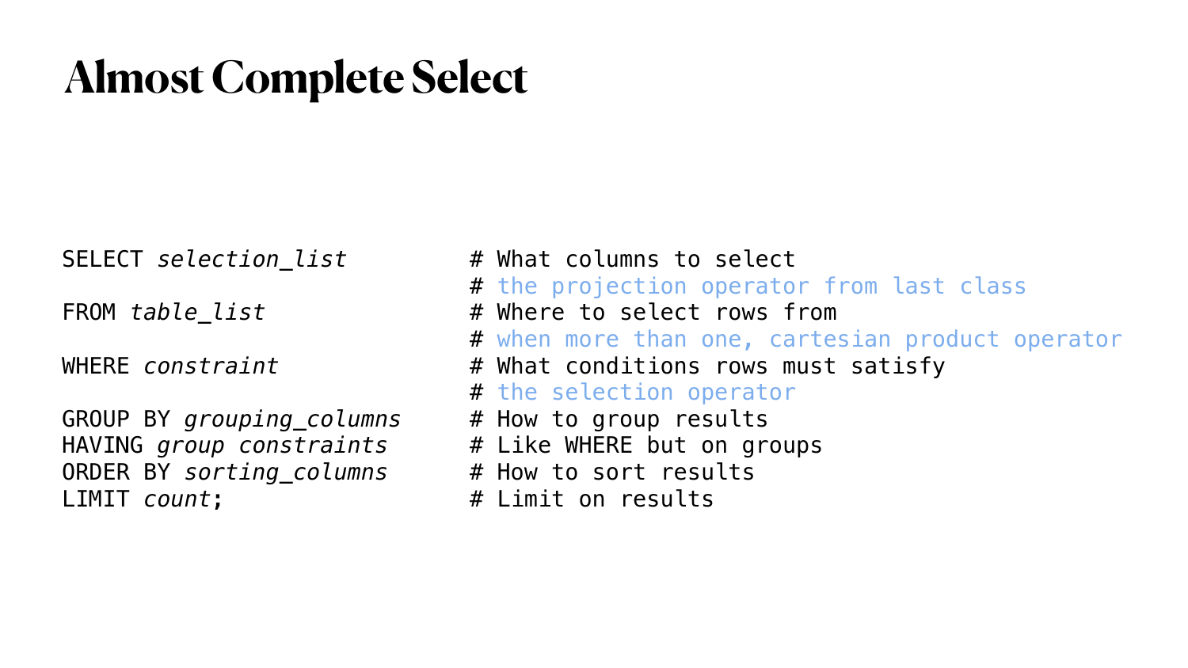# Almost Complete Select

```
SELECT selection_list          # What columns to select
                               # the projection operator from last class
FROM table_list                # Where to select rows from
                               # when more than one, cartesian product operator
WHERE constraint               # What conditions rows must satisfy
                               # the selection operator
GROUP BY grouping_columns      # How to group results
HAVING group constraints       # Like WHERE but on groups
ORDER BY sorting_columns       # How to sort results
LIMIT count;                   # Limit on results
```